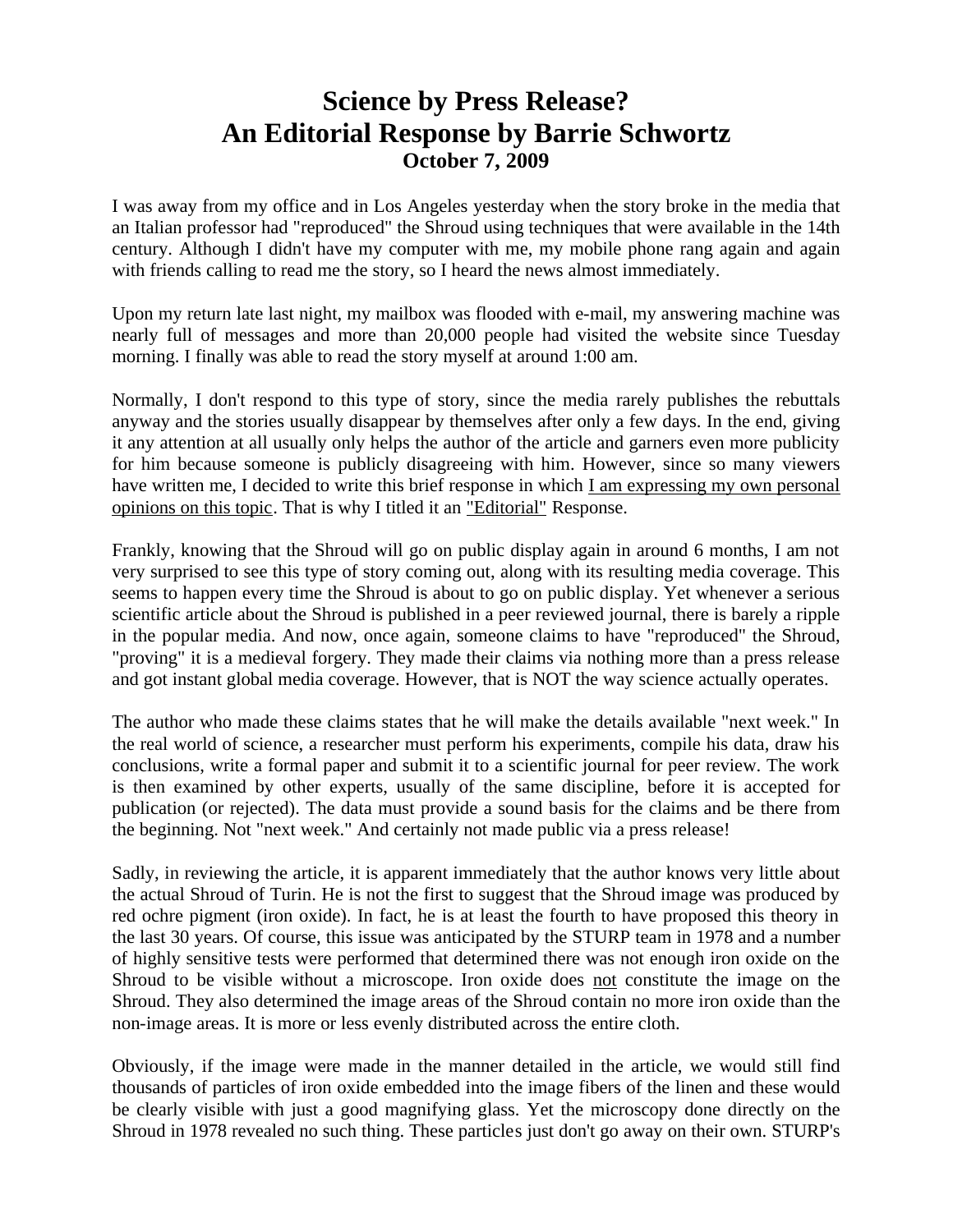# Science by Press Release?
# An Editorial Response by Barrie Schwortz
### October 7, 2009

I was away from my office and in Los Angeles yesterday when the story broke in the media that an Italian professor had "reproduced" the Shroud using techniques that were available in the 14th century. Although I didn't have my computer with me, my mobile phone rang again and again with friends calling to read me the story, so I heard the news almost immediately.

Upon my return late last night, my mailbox was flooded with e-mail, my answering machine was nearly full of messages and more than 20,000 people had visited the website since Tuesday morning. I finally was able to read the story myself at around 1:00 am.

Normally, I don't respond to this type of story, since the media rarely publishes the rebuttals anyway and the stories usually disappear by themselves after only a few days. In the end, giving it any attention at all usually only helps the author of the article and garners even more publicity for him because someone is publicly disagreeing with him. However, since so many viewers have written me, I decided to write this brief response in which <u>I am expressing my own personal opinions on this topic</u>. That is why I titled it an <u>"Editorial"</u> Response.

Frankly, knowing that the Shroud will go on public display again in around 6 months, I am not very surprised to see this type of story coming out, along with its resulting media coverage. This seems to happen every time the Shroud is about to go on public display. Yet whenever a serious scientific article about the Shroud is published in a peer reviewed journal, there is barely a ripple in the popular media. And now, once again, someone claims to have "reproduced" the Shroud, "proving" it is a medieval forgery. They made their claims via nothing more than a press release and got instant global media coverage. However, that is NOT the way science actually operates.

The author who made these claims states that he will make the details available "next week." In the real world of science, a researcher must perform his experiments, compile his data, draw his conclusions, write a formal paper and submit it to a scientific journal for peer review. The work is then examined by other experts, usually of the same discipline, before it is accepted for publication (or rejected). The data must provide a sound basis for the claims and be there from the beginning. Not "next week." And certainly not made public via a press release!

Sadly, in reviewing the article, it is apparent immediately that the author knows very little about the actual Shroud of Turin. He is not the first to suggest that the Shroud image was produced by red ochre pigment (iron oxide). In fact, he is at least the fourth to have proposed this theory in the last 30 years. Of course, this issue was anticipated by the STURP team in 1978 and a number of highly sensitive tests were performed that determined there was not enough iron oxide on the Shroud to be visible without a microscope. Iron oxide does <u>not</u> constitute the image on the Shroud. They also determined the image areas of the Shroud contain no more iron oxide than the non-image areas. It is more or less evenly distributed across the entire cloth.

Obviously, if the image were made in the manner detailed in the article, we would still find thousands of particles of iron oxide embedded into the image fibers of the linen and these would be clearly visible with just a good magnifying glass. Yet the microscopy done directly on the Shroud in 1978 revealed no such thing. These particles just don't go away on their own. STURP's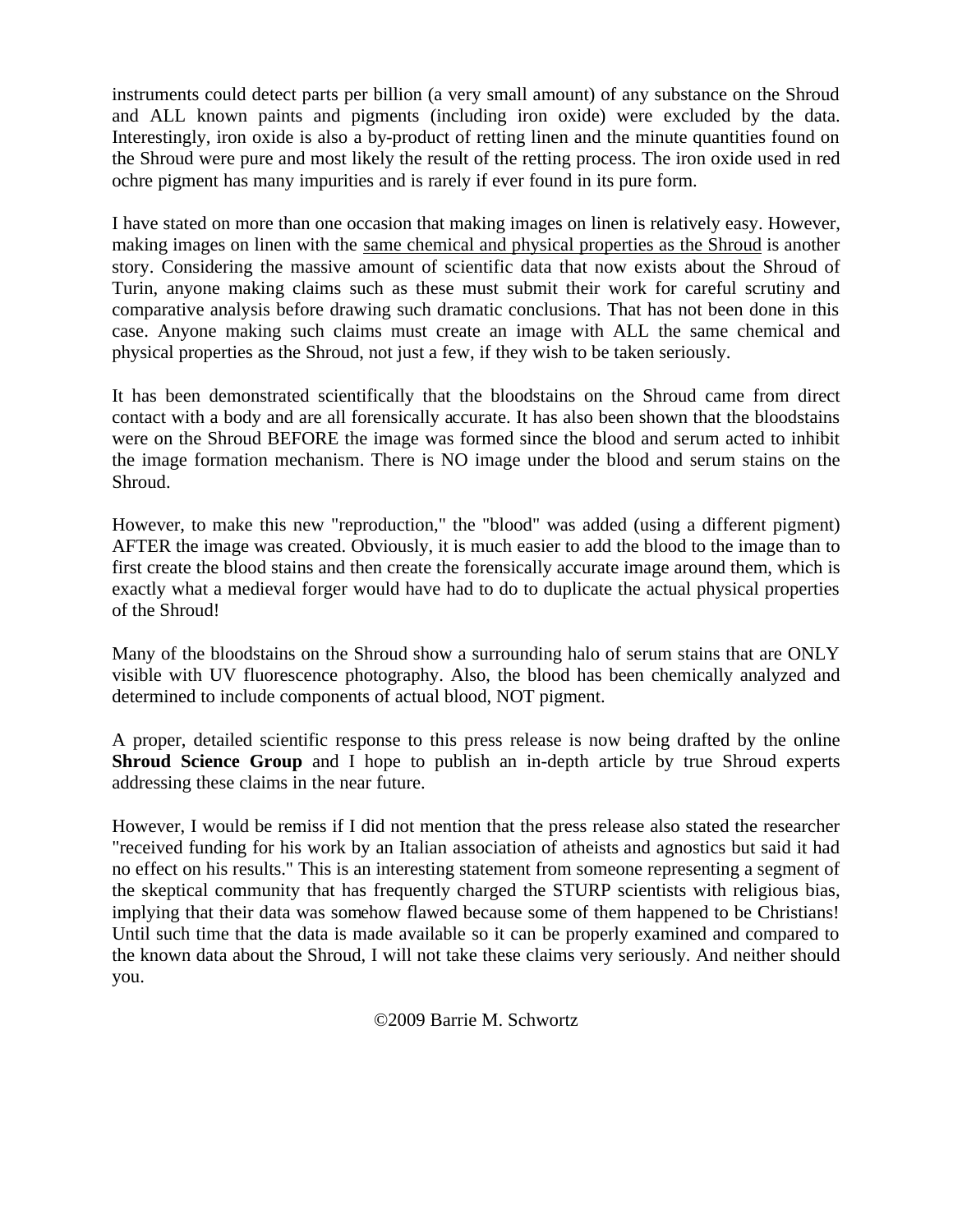instruments could detect parts per billion (a very small amount) of any substance on the Shroud and ALL known paints and pigments (including iron oxide) were excluded by the data. Interestingly, iron oxide is also a by-product of retting linen and the minute quantities found on the Shroud were pure and most likely the result of the retting process. The iron oxide used in red ochre pigment has many impurities and is rarely if ever found in its pure form.

I have stated on more than one occasion that making images on linen is relatively easy. However, making images on linen with the <u>same chemical and physical properties as the Shroud</u> is another story. Considering the massive amount of scientific data that now exists about the Shroud of Turin, anyone making claims such as these must submit their work for careful scrutiny and comparative analysis before drawing such dramatic conclusions. That has not been done in this case. Anyone making such claims must create an image with ALL the same chemical and physical properties as the Shroud, not just a few, if they wish to be taken seriously.

It has been demonstrated scientifically that the bloodstains on the Shroud came from direct contact with a body and are all forensically accurate. It has also been shown that the bloodstains were on the Shroud BEFORE the image was formed since the blood and serum acted to inhibit the image formation mechanism. There is NO image under the blood and serum stains on the Shroud.

However, to make this new "reproduction," the "blood" was added (using a different pigment) AFTER the image was created. Obviously, it is much easier to add the blood to the image than to first create the blood stains and then create the forensically accurate image around them, which is exactly what a medieval forger would have had to do to duplicate the actual physical properties of the Shroud!

Many of the bloodstains on the Shroud show a surrounding halo of serum stains that are ONLY visible with UV fluorescence photography. Also, the blood has been chemically analyzed and determined to include components of actual blood, NOT pigment.

A proper, detailed scientific response to this press release is now being drafted by the online **Shroud Science Group** and I hope to publish an in-depth article by true Shroud experts addressing these claims in the near future.

However, I would be remiss if I did not mention that the press release also stated the researcher "received funding for his work by an Italian association of atheists and agnostics but said it had no effect on his results." This is an interesting statement from someone representing a segment of the skeptical community that has frequently charged the STURP scientists with religious bias, implying that their data was somehow flawed because some of them happened to be Christians! Until such time that the data is made available so it can be properly examined and compared to the known data about the Shroud, I will not take these claims very seriously. And neither should you.

©2009 Barrie M. Schwortz